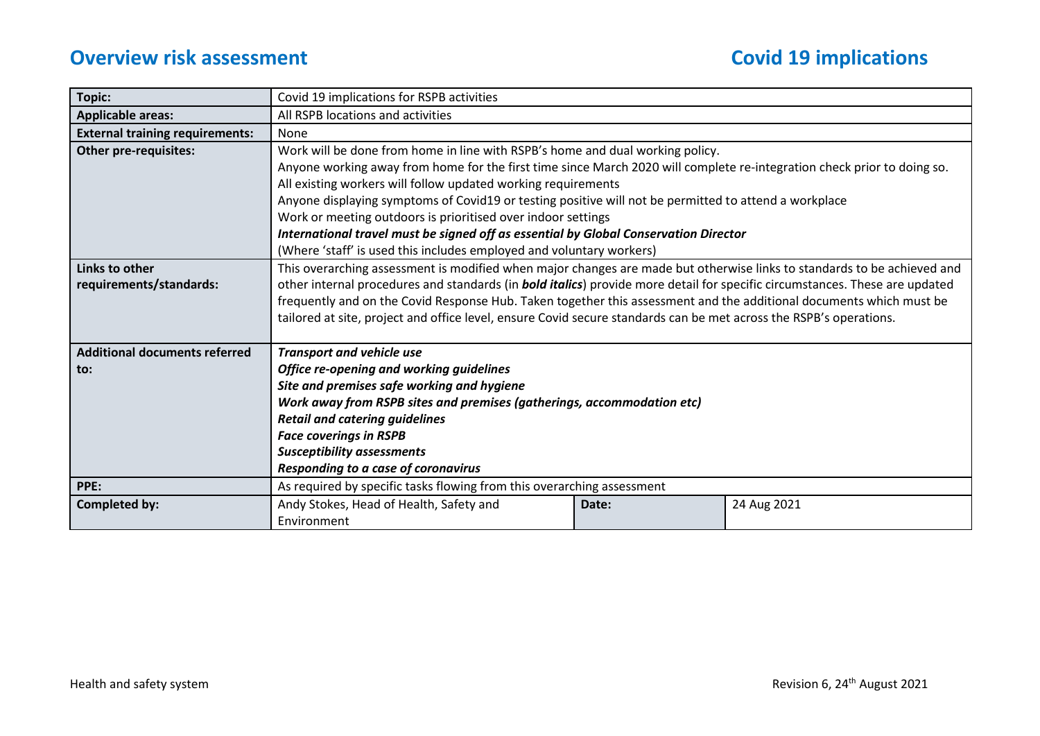# Overview risk assessment

# Covid 19 implications

| | | | |
|---|---|---|---|
| **Topic:** | Covid 19 implications for RSPB activities | | |
| **Applicable areas:** | All RSPB locations and activities | | |
| **External training requirements:** | None | | |
| **Other pre-requisites:** | Work will be done from home in line with RSPB's home and dual working policy.<br>Anyone working away from home for the first time since March 2020 will complete re-integration check prior to doing so.<br>All existing workers will follow updated working requirements<br>Anyone displaying symptoms of Covid19 or testing positive will not be permitted to attend a workplace<br>Work or meeting outdoors is prioritised over indoor settings<br>***International travel must be signed off as essential by Global Conservation Director***<br>(Where 'staff' is used this includes employed and voluntary workers) | | |
| **Links to other requirements/standards:** | This overarching assessment is modified when major changes are made but otherwise links to standards to be achieved and other internal procedures and standards (in ***bold italics***) provide more detail for specific circumstances. These are updated frequently and on the Covid Response Hub. Taken together this assessment and the additional documents which must be tailored at site, project and office level, ensure Covid secure standards can be met across the RSPB's operations. | | |
| **Additional documents referred to:** | ***Transport and vehicle use***<br>***Office re-opening and working guidelines***<br>***Site and premises safe working and hygiene***<br>***Work away from RSPB sites and premises (gatherings, accommodation etc)***<br>***Retail and catering guidelines***<br>***Face coverings in RSPB***<br>***Susceptibility assessments***<br>***Responding to a case of coronavirus*** | | |
| **PPE:** | As required by specific tasks flowing from this overarching assessment | | |
| **Completed by:** | Andy Stokes, Head of Health, Safety and Environment | **Date:** | 24 Aug 2021 |

Health and safety system

Revision 6, 24th August 2021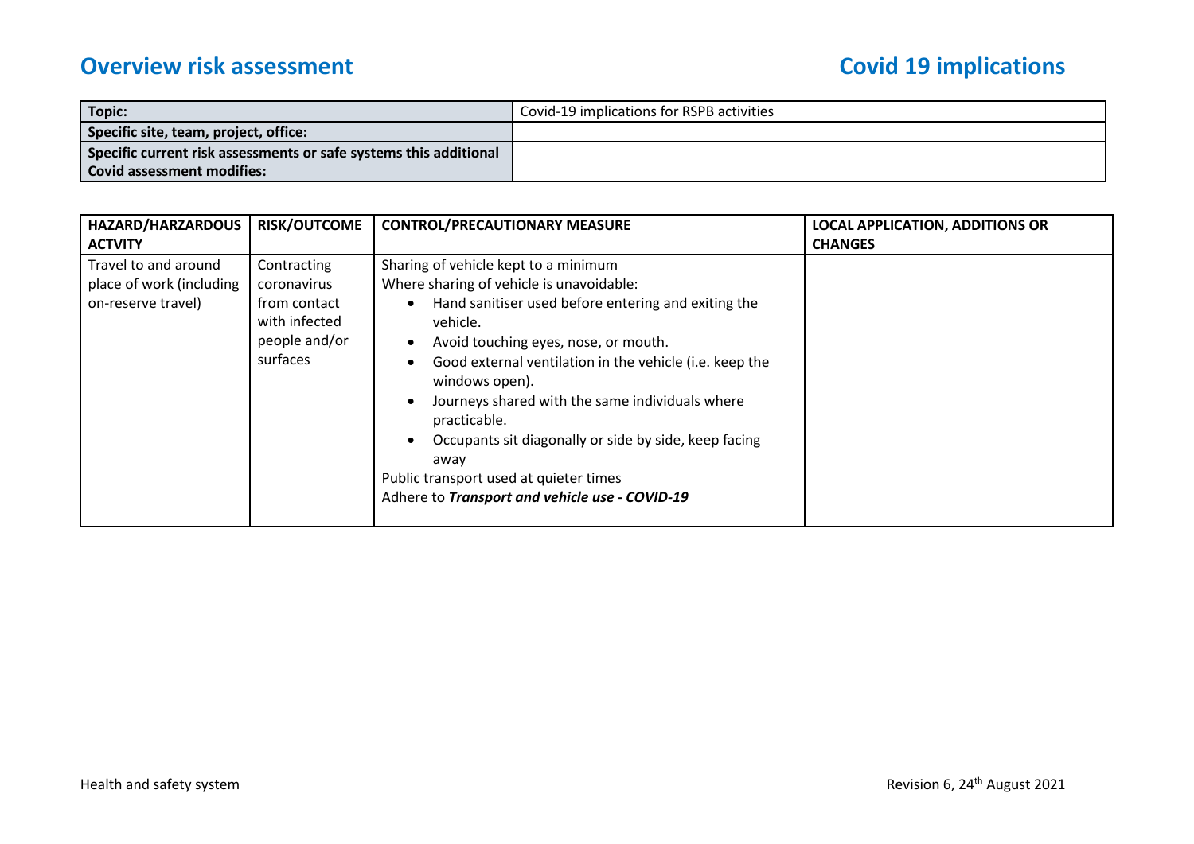# Overview risk assessment

# Covid 19 implications

| Topic: | Covid-19 implications for RSPB activities |
|---|---|
| Specific site, team, project, office: | |
| Specific current risk assessments or safe systems this additional Covid assessment modifies: | |

| HAZARD/HARZARDOUS ACTVITY | RISK/OUTCOME | CONTROL/PRECAUTIONARY MEASURE | LOCAL APPLICATION, ADDITIONS OR CHANGES |
|---|---|---|---|
| Travel to and around place of work (including on-reserve travel) | Contracting coronavirus from contact with infected people and/or surfaces | Sharing of vehicle kept to a minimum<br>Where sharing of vehicle is unavoidable:<br>• Hand sanitiser used before entering and exiting the vehicle.<br>• Avoid touching eyes, nose, or mouth.<br>• Good external ventilation in the vehicle (i.e. keep the windows open).<br>• Journeys shared with the same individuals where practicable.<br>• Occupants sit diagonally or side by side, keep facing away<br>Public transport used at quieter times<br>Adhere to ***Transport and vehicle use - COVID-19*** | |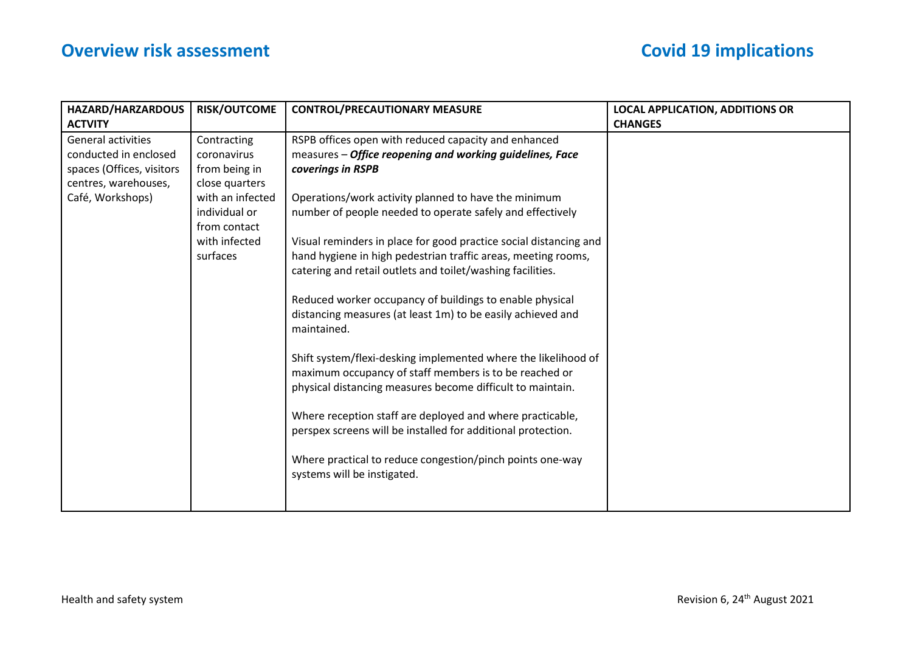| HAZARD/HARZARDOUS ACTVITY | RISK/OUTCOME | CONTROL/PRECAUTIONARY MEASURE | LOCAL APPLICATION, ADDITIONS OR CHANGES |
|---|---|---|---|
| General activities conducted in enclosed spaces (Offices, visitors centres, warehouses, Café, Workshops) | Contracting coronavirus from being in close quarters with an infected individual or from contact with infected surfaces | RSPB offices open with reduced capacity and enhanced measures – ***Office reopening and working guidelines, Face coverings in RSPB***<br><br>Operations/work activity planned to have the minimum number of people needed to operate safely and effectively<br><br>Visual reminders in place for good practice social distancing and hand hygiene in high pedestrian traffic areas, meeting rooms, catering and retail outlets and toilet/washing facilities.<br><br>Reduced worker occupancy of buildings to enable physical distancing measures (at least 1m) to be easily achieved and maintained.<br><br>Shift system/flexi-desking implemented where the likelihood of maximum occupancy of staff members is to be reached or physical distancing measures become difficult to maintain.<br><br>Where reception staff are deployed and where practicable, perspex screens will be installed for additional protection.<br><br>Where practical to reduce congestion/pinch points one-way systems will be instigated. | |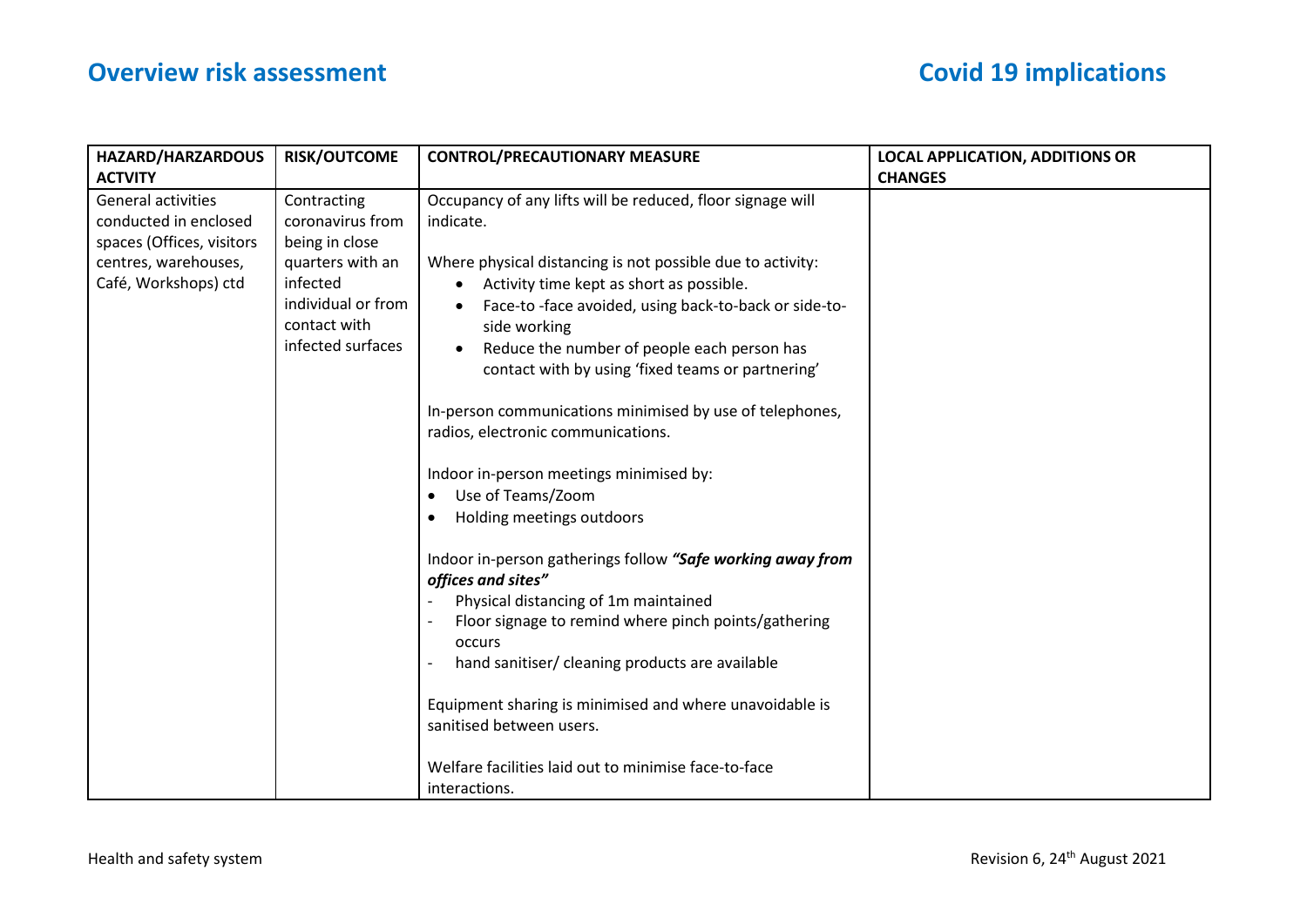# Overview risk assessment

# Covid 19 implications

| HAZARD/HARZARDOUS ACTVITY | RISK/OUTCOME | CONTROL/PRECAUTIONARY MEASURE | LOCAL APPLICATION, ADDITIONS OR CHANGES |
|---|---|---|---|
| General activities conducted in enclosed spaces (Offices, visitors centres, warehouses, Café, Workshops) ctd | Contracting coronavirus from being in close quarters with an infected individual or from contact with infected surfaces | Occupancy of any lifts will be reduced, floor signage will indicate.<br><br>Where physical distancing is not possible due to activity:<br>• Activity time kept as short as possible.<br>• Face-to -face avoided, using back-to-back or side-to-side working<br>• Reduce the number of people each person has contact with by using 'fixed teams or partnering'<br><br>In-person communications minimised by use of telephones, radios, electronic communications.<br><br>Indoor in-person meetings minimised by:<br>• Use of Teams/Zoom<br>• Holding meetings outdoors<br><br>Indoor in-person gatherings follow ***"Safe working away from offices and sites"***<br>- Physical distancing of 1m maintained<br>- Floor signage to remind where pinch points/gathering occurs<br>- hand sanitiser/ cleaning products are available<br><br>Equipment sharing is minimised and where unavoidable is sanitised between users.<br><br>Welfare facilities laid out to minimise face-to-face interactions. | |

Health and safety system

Revision 6, 24th August 2021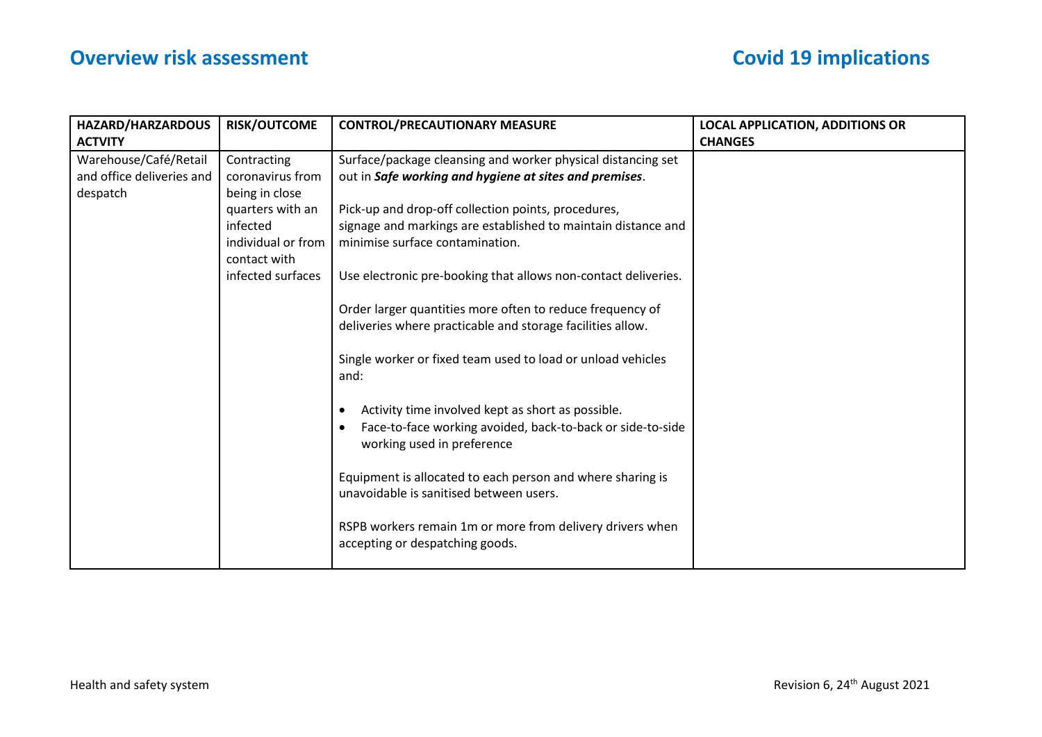| HAZARD/HARZARDOUS ACTVITY | RISK/OUTCOME | CONTROL/PRECAUTIONARY MEASURE | LOCAL APPLICATION, ADDITIONS OR CHANGES |
|---|---|---|---|
| Warehouse/Café/Retail and office deliveries and despatch | Contracting coronavirus from being in close quarters with an infected individual or from contact with infected surfaces | Surface/package cleansing and worker physical distancing set out in ***Safe working and hygiene at sites and premises***.<br><br>Pick-up and drop-off collection points, procedures, signage and markings are established to maintain distance and minimise surface contamination.<br><br>Use electronic pre-booking that allows non-contact deliveries.<br><br>Order larger quantities more often to reduce frequency of deliveries where practicable and storage facilities allow.<br><br>Single worker or fixed team used to load or unload vehicles and:<br><br>• Activity time involved kept as short as possible.<br>• Face-to-face working avoided, back-to-back or side-to-side working used in preference<br><br>Equipment is allocated to each person and where sharing is unavoidable is sanitised between users.<br><br>RSPB workers remain 1m or more from delivery drivers when accepting or despatching goods. | |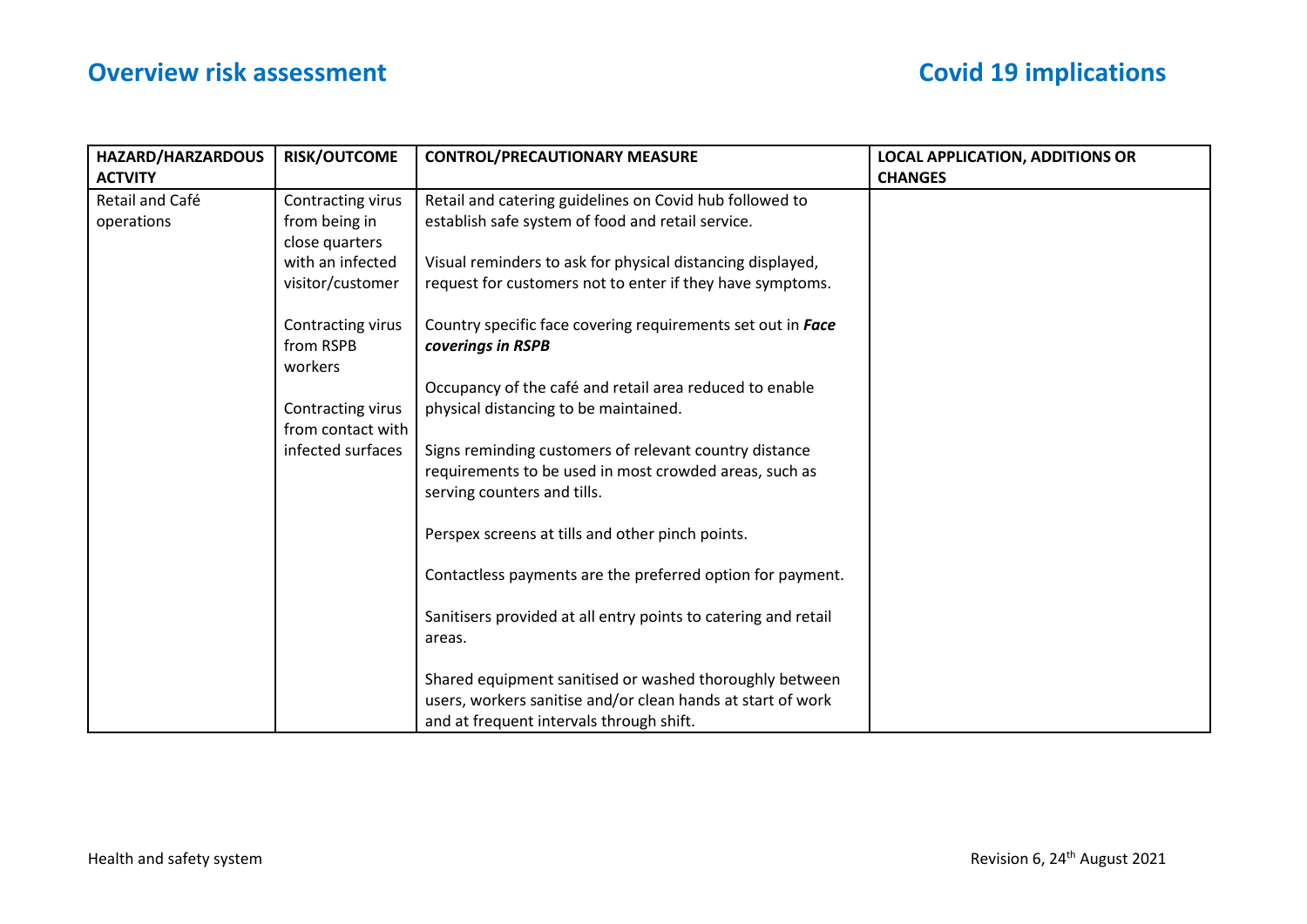| HAZARD/HARZARDOUS ACTVITY | RISK/OUTCOME | CONTROL/PRECAUTIONARY MEASURE | LOCAL APPLICATION, ADDITIONS OR CHANGES |
|---|---|---|---|
| Retail and Café operations | Contracting virus from being in close quarters with an infected visitor/customer<br><br>Contracting virus from RSPB workers<br><br>Contracting virus from contact with infected surfaces | Retail and catering guidelines on Covid hub followed to establish safe system of food and retail service.<br><br>Visual reminders to ask for physical distancing displayed, request for customers not to enter if they have symptoms.<br><br>Country specific face covering requirements set out in ***Face coverings in RSPB***<br><br>Occupancy of the café and retail area reduced to enable physical distancing to be maintained.<br><br>Signs reminding customers of relevant country distance requirements to be used in most crowded areas, such as serving counters and tills.<br><br>Perspex screens at tills and other pinch points.<br><br>Contactless payments are the preferred option for payment.<br><br>Sanitisers provided at all entry points to catering and retail areas.<br><br>Shared equipment sanitised or washed thoroughly between users, workers sanitise and/or clean hands at start of work and at frequent intervals through shift. | |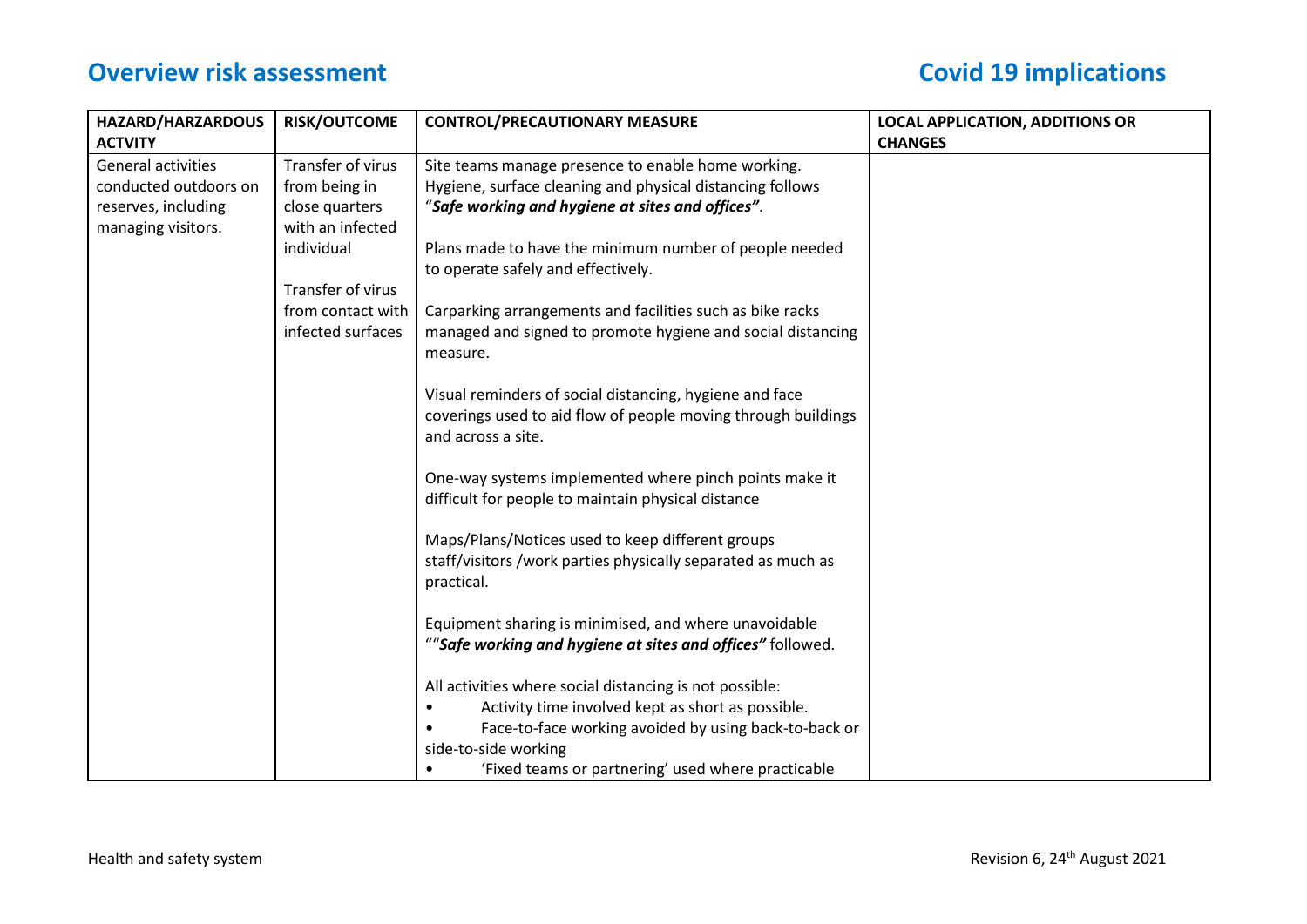# Overview risk assessment

# Covid 19 implications

| HAZARD/HARZARDOUS ACTVITY | RISK/OUTCOME | CONTROL/PRECAUTIONARY MEASURE | LOCAL APPLICATION, ADDITIONS OR CHANGES |
|---|---|---|---|
| General activities conducted outdoors on reserves, including managing visitors. | Transfer of virus from being in close quarters with an infected individual<br><br>Transfer of virus from contact with infected surfaces | Site teams manage presence to enable home working. Hygiene, surface cleaning and physical distancing follows "***Safe working and hygiene at sites and offices"***.<br><br>Plans made to have the minimum number of people needed to operate safely and effectively.<br><br>Carparking arrangements and facilities such as bike racks managed and signed to promote hygiene and social distancing measure.<br><br>Visual reminders of social distancing, hygiene and face coverings used to aid flow of people moving through buildings and across a site.<br><br>One-way systems implemented where pinch points make it difficult for people to maintain physical distance<br><br>Maps/Plans/Notices used to keep different groups staff/visitors /work parties physically separated as much as practical.<br><br>Equipment sharing is minimised, and where unavoidable ""***Safe working and hygiene at sites and offices"*** followed.<br><br>All activities where social distancing is not possible:<br>• Activity time involved kept as short as possible.<br>• Face-to-face working avoided by using back-to-back or side-to-side working<br>• 'Fixed teams or partnering' used where practicable | |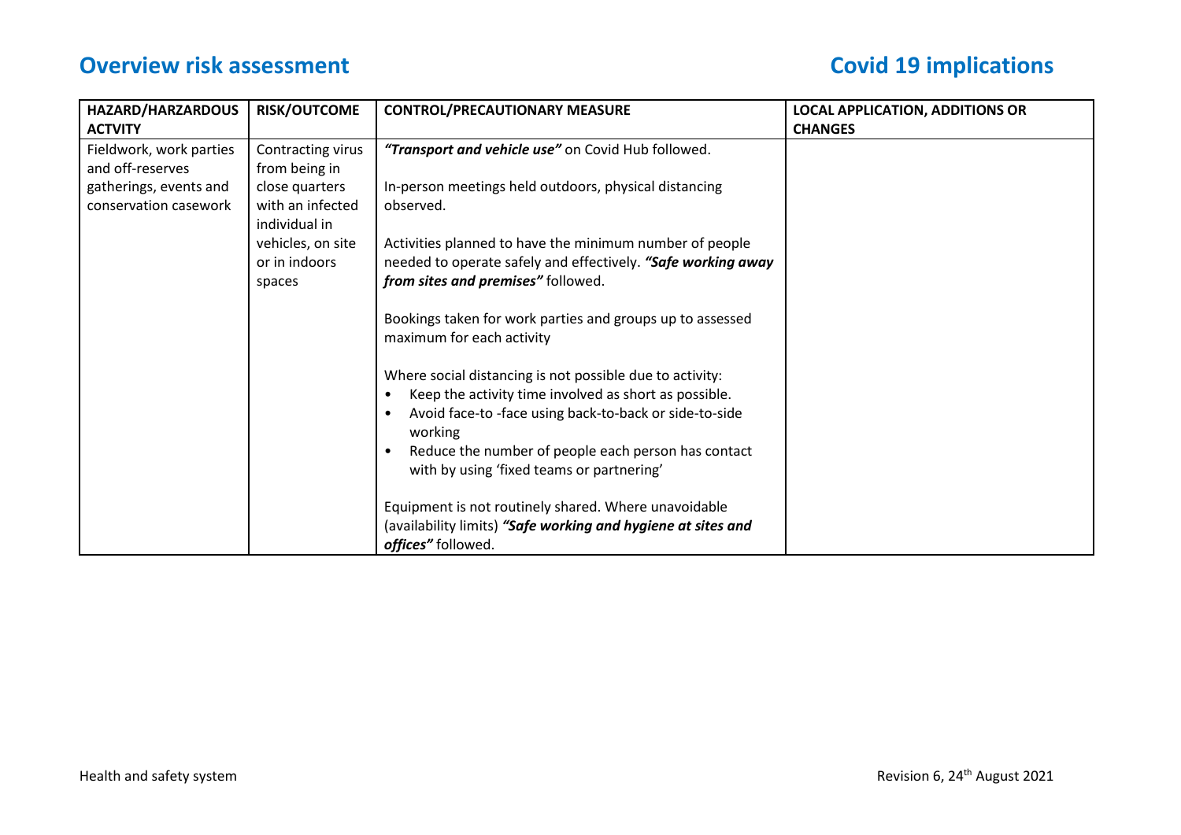| HAZARD/HARZARDOUS ACTVITY | RISK/OUTCOME | CONTROL/PRECAUTIONARY MEASURE | LOCAL APPLICATION, ADDITIONS OR CHANGES |
|---|---|---|---|
| Fieldwork, work parties and off-reserves gatherings, events and conservation casework | Contracting virus from being in close quarters with an infected individual in vehicles, on site or in indoors spaces | ***“Transport and vehicle use”*** on Covid Hub followed.<br><br>In-person meetings held outdoors, physical distancing observed.<br><br>Activities planned to have the minimum number of people needed to operate safely and effectively. ***“Safe working away from sites and premises”*** followed.<br><br>Bookings taken for work parties and groups up to assessed maximum for each activity<br><br>Where social distancing is not possible due to activity:<br>• Keep the activity time involved as short as possible.<br>• Avoid face-to -face using back-to-back or side-to-side working<br>• Reduce the number of people each person has contact with by using ‘fixed teams or partnering’<br><br>Equipment is not routinely shared. Where unavoidable (availability limits) ***“Safe working and hygiene at sites and offices”*** followed. | |